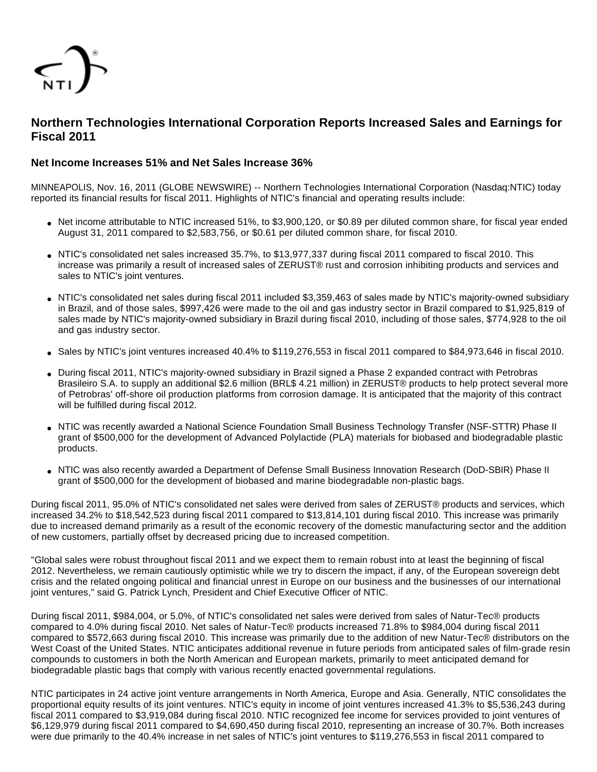# Northern Technologies International Corporation Reports Increased Sales and Earnings for Fiscal 2011

## Net Income Increases 51% and Net Sales Increase 36%

MINNEAPOLIS, Nov. 16, 2011 (GLOBE NEWSWIRE) -- Northern Technologies International Corporation (Nasdaq:NTIC) today reported its financial results for fiscal 2011. Highlights of NTIC's financial and operating results include:

- Net income attributable to NTIC increased 51%, to $3,900,120, or $0.89 per diluted common share, for fiscal year ended August 31, 2011 compared to $2,583,756, or $0.61 per diluted common share, for fiscal 2010.
- NTIC's consolidated net sales increased 35.7%, to $13,977,337 during fiscal 2011 compared to fiscal 2010. This increase was primarily a result of increased sales of ZERUST® rust and corrosion inhibiting products and services and sales to NTIC's joint ventures.
- NTIC's consolidated net sales during fiscal 2011 included $3,359,463 of sales made by NTIC's majority-owned subsidiary in Brazil, and of those sales, $997,426 were made to the oil and gas industry sector in Brazil compared to $1,925,819 of sales made by NTIC's majority-owned subsidiary in Brazil during fiscal 2010, including of those sales, $774,928 to the oil and gas industry sector.
- Sales by NTIC's joint ventures increased 40.4% to $119,276,553 in fiscal 2011 compared to $84,973,646 in fiscal 2010.
- During fiscal 2011, NTIC's majority-owned subsidiary in Brazil signed a Phase 2 expanded contract with Petrobras Brasileiro S.A. to supply an additional $2.6 million (BRL$ 4.21 million) in ZERUST® products to help protect several more of Petrobras' off-shore oil production platforms from corrosion damage. It is anticipated that the majority of this contract will be fulfilled during fiscal 2012.
- NTIC was recently awarded a National Science Foundation Small Business Technology Transfer (NSF-STTR) Phase II grant of $500,000 for the development of Advanced Polylactide (PLA) materials for biobased and biodegradable plastic products.
- NTIC was also recently awarded a Department of Defense Small Business Innovation Research (DoD-SBIR) Phase II grant of $500,000 for the development of biobased and marine biodegradable non-plastic bags.

During fiscal 2011, 95.0% of NTIC's consolidated net sales were derived from sales of ZERUST® products and services, which increased 34.2% to $18,542,523 during fiscal 2011 compared to $13,814,101 during fiscal 2010. This increase was primarily due to increased demand primarily as a result of the economic recovery of the domestic manufacturing sector and the addition of new customers, partially offset by decreased pricing due to increased competition.

"Global sales were robust throughout fiscal 2011 and we expect them to remain robust into at least the beginning of fiscal 2012. Nevertheless, we remain cautiously optimistic while we try to discern the impact, if any, of the European sovereign debt crisis and the related ongoing political and financial unrest in Europe on our business and the businesses of our international joint ventures," said G. Patrick Lynch, President and Chief Executive Officer of NTIC.

During fiscal 2011, $984,004, or 5.0%, of NTIC's consolidated net sales were derived from sales of Natur-Tec® products compared to 4.0% during fiscal 2010. Net sales of Natur-Tec® products increased 71.8% to $984,004 during fiscal 2011 compared to $572,663 during fiscal 2010. This increase was primarily due to the addition of new Natur-Tec® distributors on the West Coast of the United States. NTIC anticipates additional revenue in future periods from anticipated sales of film-grade resin compounds to customers in both the North American and European markets, primarily to meet anticipated demand for biodegradable plastic bags that comply with various recently enacted governmental regulations.

NTIC participates in 24 active joint venture arrangements in North America, Europe and Asia. Generally, NTIC consolidates the proportional equity results of its joint ventures. NTIC's equity in income of joint ventures increased 41.3% to $5,536,243 during fiscal 2011 compared to $3,919,084 during fiscal 2010. NTIC recognized fee income for services provided to joint ventures of $6,129,979 during fiscal 2011 compared to $4,690,450 during fiscal 2010, representing an increase of 30.7%. Both increases were due primarily to the 40.4% increase in net sales of NTIC's joint ventures to $119,276,553 in fiscal 2011 compared to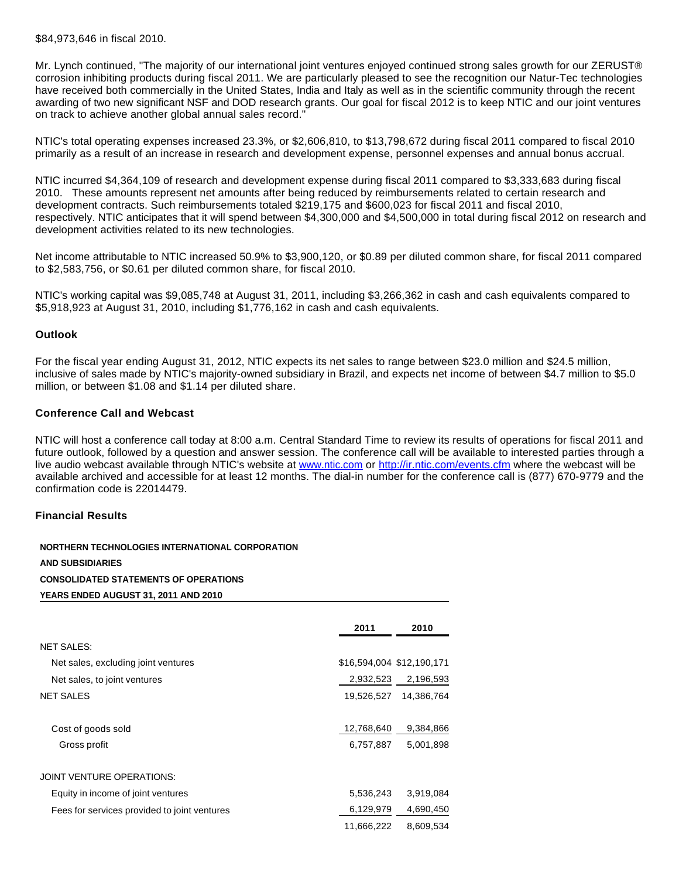$84,973,646 in fiscal 2010.

Mr. Lynch continued, "The majority of our international joint ventures enjoyed continued strong sales growth for our ZERUST® corrosion inhibiting products during fiscal 2011. We are particularly pleased to see the recognition our Natur-Tec technologies have received both commercially in the United States, India and Italy as well as in the scientific community through the recent awarding of two new significant NSF and DOD research grants. Our goal for fiscal 2012 is to keep NTIC and our joint ventures on track to achieve another global annual sales record."

NTIC's total operating expenses increased 23.3%, or $2,606,810, to $13,798,672 during fiscal 2011 compared to fiscal 2010 primarily as a result of an increase in research and development expense, personnel expenses and annual bonus accrual.

NTIC incurred $4,364,109 of research and development expense during fiscal 2011 compared to $3,333,683 during fiscal 2010. These amounts represent net amounts after being reduced by reimbursements related to certain research and development contracts. Such reimbursements totaled $219,175 and $600,023 for fiscal 2011 and fiscal 2010, respectively. NTIC anticipates that it will spend between $4,300,000 and $4,500,000 in total during fiscal 2012 on research and development activities related to its new technologies.

Net income attributable to NTIC increased 50.9% to $3,900,120, or $0.89 per diluted common share, for fiscal 2011 compared to $2,583,756, or $0.61 per diluted common share, for fiscal 2010.

NTIC's working capital was $9,085,748 at August 31, 2011, including $3,266,362 in cash and cash equivalents compared to $5,918,923 at August 31, 2010, including $1,776,162 in cash and cash equivalents.

### Outlook

For the fiscal year ending August 31, 2012, NTIC expects its net sales to range between $23.0 million and $24.5 million, inclusive of sales made by NTIC's majority-owned subsidiary in Brazil, and expects net income of between $4.7 million to $5.0 million, or between $1.08 and $1.14 per diluted share.

### Conference Call and Webcast

NTIC will host a conference call today at 8:00 a.m. Central Standard Time to review its results of operations for fiscal 2011 and future outlook, followed by a question and answer session. The conference call will be available to interested parties through a live audio webcast available through NTIC's website at www.ntic.com or http://ir.ntic.com/events.cfm where the webcast will be available archived and accessible for at least 12 months. The dial-in number for the conference call is (877) 670-9779 and the confirmation code is 22014479.

### Financial Results

**NORTHERN TECHNOLOGIES INTERNATIONAL CORPORATION**
**AND SUBSIDIARIES**
**CONSOLIDATED STATEMENTS OF OPERATIONS**
**YEARS ENDED AUGUST 31, 2011 AND 2010**

| | 2011 | 2010 |
|---|---|---|
| NET SALES: | | |
| Net sales, excluding joint ventures | $16,594,004 | $12,190,171 |
| Net sales, to joint ventures | 2,932,523 | 2,196,593 |
| NET SALES | 19,526,527 | 14,386,764 |
| Cost of goods sold | 12,768,640 | 9,384,866 |
| Gross profit | 6,757,887 | 5,001,898 |
| JOINT VENTURE OPERATIONS: | | |
| Equity in income of joint ventures | 5,536,243 | 3,919,084 |
| Fees for services provided to joint ventures | 6,129,979 | 4,690,450 |
| | 11,666,222 | 8,609,534 |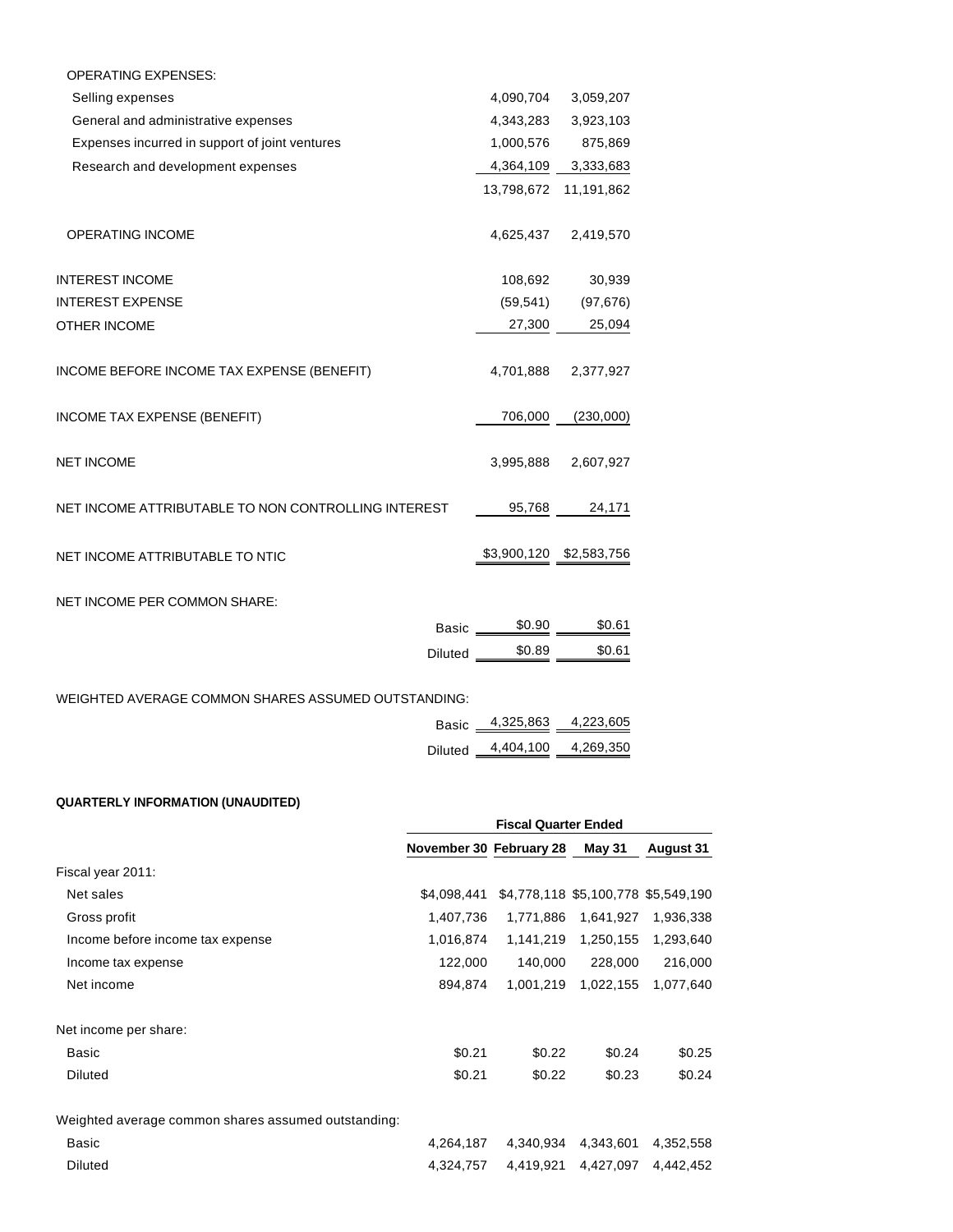| | | |
|---|---|---|
| OPERATING EXPENSES: | | |
| Selling expenses | 4,090,704 | 3,059,207 |
| General and administrative expenses | 4,343,283 | 3,923,103 |
| Expenses incurred in support of joint ventures | 1,000,576 | 875,869 |
| Research and development expenses | 4,364,109 | 3,333,683 |
| | 13,798,672 | 11,191,862 |
| OPERATING INCOME | 4,625,437 | 2,419,570 |
| INTEREST INCOME | 108,692 | 30,939 |
| INTEREST EXPENSE | (59,541) | (97,676) |
| OTHER INCOME | 27,300 | 25,094 |
| INCOME BEFORE INCOME TAX EXPENSE (BENEFIT) | 4,701,888 | 2,377,927 |
| INCOME TAX EXPENSE (BENEFIT) | 706,000 | (230,000) |
| NET INCOME | 3,995,888 | 2,607,927 |
| NET INCOME ATTRIBUTABLE TO NON CONTROLLING INTEREST | 95,768 | 24,171 |
| NET INCOME ATTRIBUTABLE TO NTIC | $3,900,120 | $2,583,756 |
| NET INCOME PER COMMON SHARE: | | |
| Basic | $0.90 | $0.61 |
| Diluted | $0.89 | $0.61 |
| WEIGHTED AVERAGE COMMON SHARES ASSUMED OUTSTANDING: | | |
| Basic | 4,325,863 | 4,223,605 |
| Diluted | 4,404,100 | 4,269,350 |

**QUARTERLY INFORMATION (UNAUDITED)**

| | Fiscal Quarter Ended | | | |
|---|---|---|---|---|
| | November 30 | February 28 | May 31 | August 31 |
| Fiscal year 2011: | | | | |
| Net sales | $4,098,441 | $4,778,118 | $5,100,778 | $5,549,190 |
| Gross profit | 1,407,736 | 1,771,886 | 1,641,927 | 1,936,338 |
| Income before income tax expense | 1,016,874 | 1,141,219 | 1,250,155 | 1,293,640 |
| Income tax expense | 122,000 | 140,000 | 228,000 | 216,000 |
| Net income | 894,874 | 1,001,219 | 1,022,155 | 1,077,640 |
| Net income per share: | | | | |
| Basic | $0.21 | $0.22 | $0.24 | $0.25 |
| Diluted | $0.21 | $0.22 | $0.23 | $0.24 |
| Weighted average common shares assumed outstanding: | | | | |
| Basic | 4,264,187 | 4,340,934 | 4,343,601 | 4,352,558 |
| Diluted | 4,324,757 | 4,419,921 | 4,427,097 | 4,442,452 |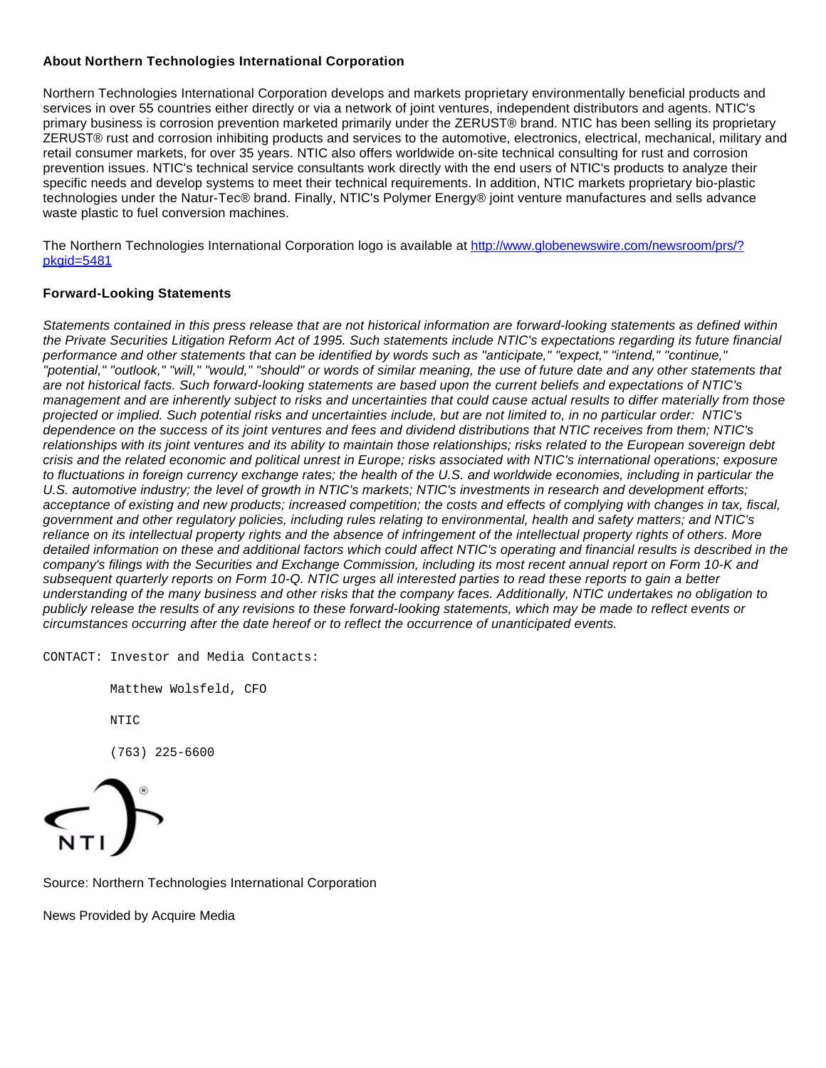**About Northern Technologies International Corporation**

Northern Technologies International Corporation develops and markets proprietary environmentally beneficial products and services in over 55 countries either directly or via a network of joint ventures, independent distributors and agents. NTIC's primary business is corrosion prevention marketed primarily under the ZERUST® brand. NTIC has been selling its proprietary ZERUST® rust and corrosion inhibiting products and services to the automotive, electronics, electrical, mechanical, military and retail consumer markets, for over 35 years. NTIC also offers worldwide on-site technical consulting for rust and corrosion prevention issues. NTIC's technical service consultants work directly with the end users of NTIC's products to analyze their specific needs and develop systems to meet their technical requirements. In addition, NTIC markets proprietary bio-plastic technologies under the Natur-Tec® brand. Finally, NTIC's Polymer Energy® joint venture manufactures and sells advance waste plastic to fuel conversion machines.

The Northern Technologies International Corporation logo is available at [http://www.globenewswire.com/newsroom/prs/?pkgid=5481](http://www.globenewswire.com/newsroom/prs/?pkgid=5481)

**Forward-Looking Statements**

*Statements contained in this press release that are not historical information are forward-looking statements as defined within the Private Securities Litigation Reform Act of 1995. Such statements include NTIC's expectations regarding its future financial performance and other statements that can be identified by words such as "anticipate," "expect," "intend," "continue," "potential," "outlook," "will," "would," "should" or words of similar meaning, the use of future date and any other statements that are not historical facts. Such forward-looking statements are based upon the current beliefs and expectations of NTIC's management and are inherently subject to risks and uncertainties that could cause actual results to differ materially from those projected or implied. Such potential risks and uncertainties include, but are not limited to, in no particular order: NTIC's dependence on the success of its joint ventures and fees and dividend distributions that NTIC receives from them; NTIC's relationships with its joint ventures and its ability to maintain those relationships; risks related to the European sovereign debt crisis and the related economic and political unrest in Europe; risks associated with NTIC's international operations; exposure to fluctuations in foreign currency exchange rates; the health of the U.S. and worldwide economies, including in particular the U.S. automotive industry; the level of growth in NTIC's markets; NTIC's investments in research and development efforts; acceptance of existing and new products; increased competition; the costs and effects of complying with changes in tax, fiscal, government and other regulatory policies, including rules relating to environmental, health and safety matters; and NTIC's reliance on its intellectual property rights and the absence of infringement of the intellectual property rights of others. More detailed information on these and additional factors which could affect NTIC's operating and financial results is described in the company's filings with the Securities and Exchange Commission, including its most recent annual report on Form 10-K and subsequent quarterly reports on Form 10-Q. NTIC urges all interested parties to read these reports to gain a better understanding of the many business and other risks that the company faces. Additionally, NTIC undertakes no obligation to publicly release the results of any revisions to these forward-looking statements, which may be made to reflect events or circumstances occurring after the date hereof or to reflect the occurrence of unanticipated events.*

CONTACT: Investor and Media Contacts:

Matthew Wolsfeld, CFO

NTIC

(763) 225-6600

Source: Northern Technologies International Corporation

News Provided by Acquire Media